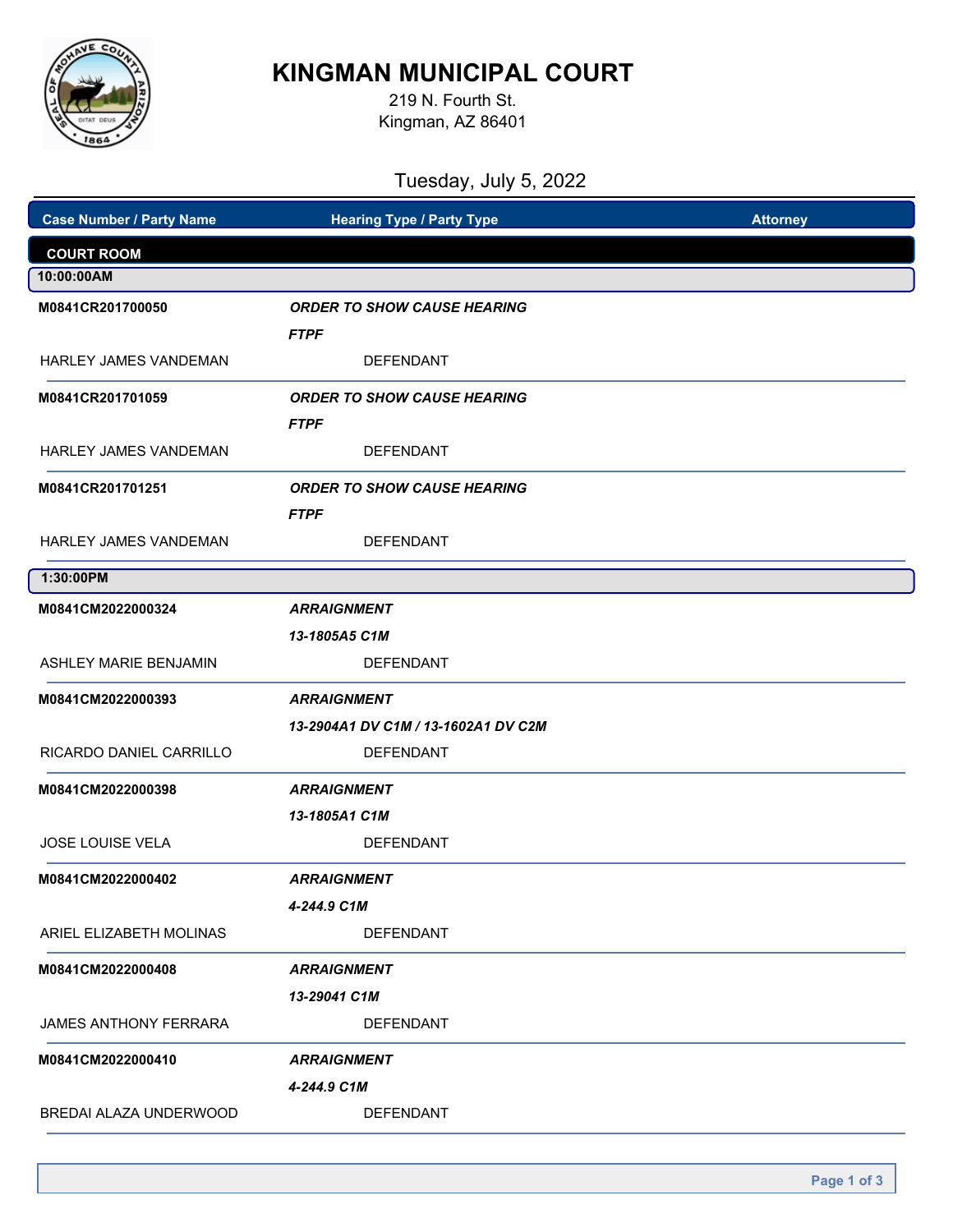# KINGMAN MUNICIPAL COURT

219 N. Fourth St.
Kingman, AZ 86401

Tuesday, July 5, 2022

| Case Number / Party Name | Hearing Type / Party Type | Attorney |
|---|---|---|
| **COURT ROOM** | | |
| **10:00:00AM** | | |
| **M0841CR201700050** | ***ORDER TO SHOW CAUSE HEARING*** | |
| | ***FTPF*** | |
| HARLEY JAMES VANDEMAN | DEFENDANT | |
| **M0841CR201701059** | ***ORDER TO SHOW CAUSE HEARING*** | |
| | ***FTPF*** | |
| HARLEY JAMES VANDEMAN | DEFENDANT | |
| **M0841CR201701251** | ***ORDER TO SHOW CAUSE HEARING*** | |
| | ***FTPF*** | |
| HARLEY JAMES VANDEMAN | DEFENDANT | |
| **1:30:00PM** | | |
| **M0841CM2022000324** | ***ARRAIGNMENT*** | |
| | ***13-1805A5 C1M*** | |
| ASHLEY MARIE BENJAMIN | DEFENDANT | |
| **M0841CM2022000393** | ***ARRAIGNMENT*** | |
| | ***13-2904A1 DV C1M / 13-1602A1 DV C2M*** | |
| RICARDO DANIEL CARRILLO | DEFENDANT | |
| **M0841CM2022000398** | ***ARRAIGNMENT*** | |
| | ***13-1805A1 C1M*** | |
| JOSE LOUISE VELA | DEFENDANT | |
| **M0841CM2022000402** | ***ARRAIGNMENT*** | |
| | ***4-244.9 C1M*** | |
| ARIEL ELIZABETH MOLINAS | DEFENDANT | |
| **M0841CM2022000408** | ***ARRAIGNMENT*** | |
| | ***13-29041 C1M*** | |
| JAMES ANTHONY FERRARA | DEFENDANT | |
| **M0841CM2022000410** | ***ARRAIGNMENT*** | |
| | ***4-244.9 C1M*** | |
| BREDAI ALAZA UNDERWOOD | DEFENDANT | |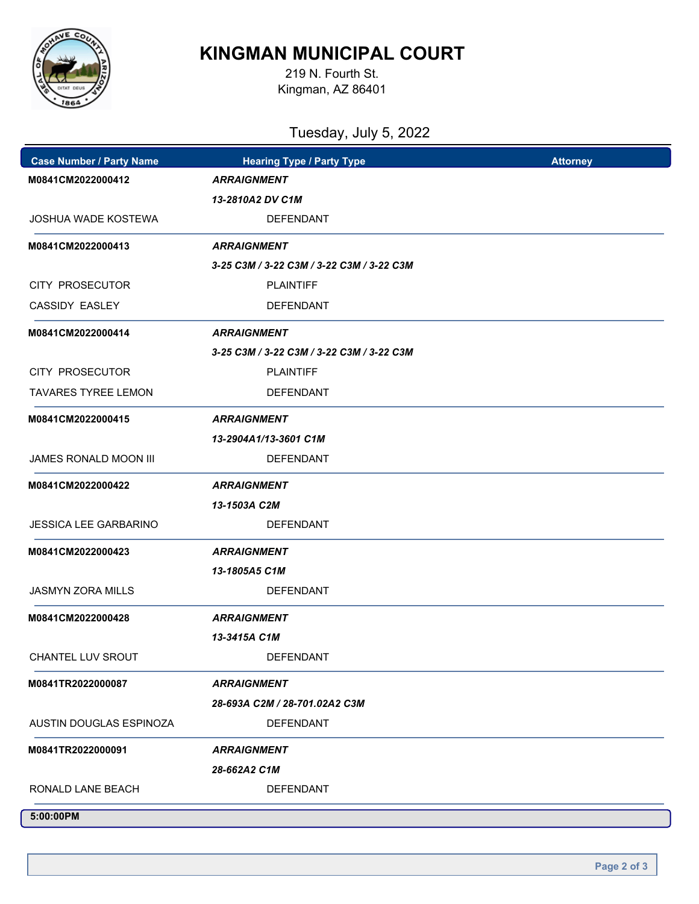# KINGMAN MUNICIPAL COURT

219 N. Fourth St.
Kingman, AZ 86401

## Tuesday, July 5, 2022

| Case Number / Party Name | Hearing Type / Party Type | Attorney |
|---|---|---|
| **M0841CM2022000412** | ***ARRAIGNMENT*** | |
| | ***13-2810A2 DV C1M*** | |
| JOSHUA WADE KOSTEWA | DEFENDANT | |
| **M0841CM2022000413** | ***ARRAIGNMENT*** | |
| | ***3-25 C3M / 3-22 C3M / 3-22 C3M / 3-22 C3M*** | |
| CITY PROSECUTOR | PLAINTIFF | |
| CASSIDY EASLEY | DEFENDANT | |
| **M0841CM2022000414** | ***ARRAIGNMENT*** | |
| | ***3-25 C3M / 3-22 C3M / 3-22 C3M / 3-22 C3M*** | |
| CITY PROSECUTOR | PLAINTIFF | |
| TAVARES TYREE LEMON | DEFENDANT | |
| **M0841CM2022000415** | ***ARRAIGNMENT*** | |
| | ***13-2904A1/13-3601 C1M*** | |
| JAMES RONALD MOON III | DEFENDANT | |
| **M0841CM2022000422** | ***ARRAIGNMENT*** | |
| | ***13-1503A C2M*** | |
| JESSICA LEE GARBARINO | DEFENDANT | |
| **M0841CM2022000423** | ***ARRAIGNMENT*** | |
| | ***13-1805A5 C1M*** | |
| JASMYN ZORA MILLS | DEFENDANT | |
| **M0841CM2022000428** | ***ARRAIGNMENT*** | |
| | ***13-3415A C1M*** | |
| CHANTEL LUV SROUT | DEFENDANT | |
| **M0841TR2022000087** | ***ARRAIGNMENT*** | |
| | ***28-693A C2M / 28-701.02A2 C3M*** | |
| AUSTIN DOUGLAS ESPINOZA | DEFENDANT | |
| **M0841TR2022000091** | ***ARRAIGNMENT*** | |
| | ***28-662A2 C1M*** | |
| RONALD LANE BEACH | DEFENDANT | |

**5:00:00PM**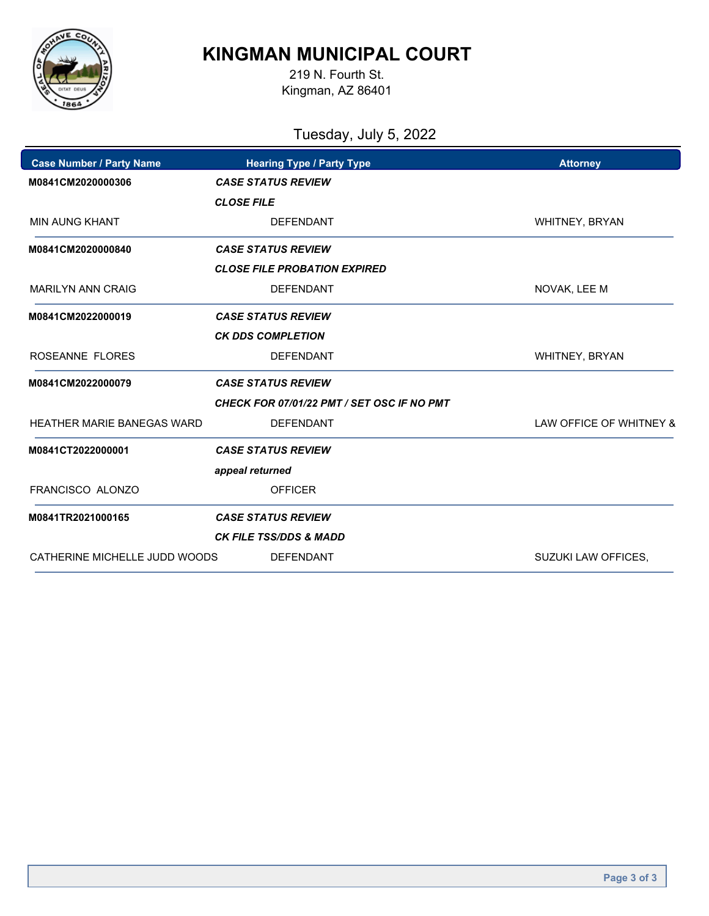# KINGMAN MUNICIPAL COURT

219 N. Fourth St.
Kingman, AZ 86401

Tuesday, July 5, 2022

| Case Number / Party Name | Hearing Type / Party Type | Attorney |
|---|---|---|
| **M0841CM2020000306** | ***CASE STATUS REVIEW*** | |
| | ***CLOSE FILE*** | |
| MIN AUNG KHANT | DEFENDANT | WHITNEY, BRYAN |
| **M0841CM2020000840** | ***CASE STATUS REVIEW*** | |
| | ***CLOSE FILE PROBATION EXPIRED*** | |
| MARILYN ANN CRAIG | DEFENDANT | NOVAK, LEE M |
| **M0841CM2022000019** | ***CASE STATUS REVIEW*** | |
| | ***CK DDS COMPLETION*** | |
| ROSEANNE FLORES | DEFENDANT | WHITNEY, BRYAN |
| **M0841CM2022000079** | ***CASE STATUS REVIEW*** | |
| | ***CHECK FOR 07/01/22 PMT / SET OSC IF NO PMT*** | |
| HEATHER MARIE BANEGAS WARD | DEFENDANT | LAW OFFICE OF WHITNEY & |
| **M0841CT2022000001** | ***CASE STATUS REVIEW*** | |
| | ***appeal returned*** | |
| FRANCISCO ALONZO | OFFICER | |
| **M0841TR2021000165** | ***CASE STATUS REVIEW*** | |
| | ***CK FILE TSS/DDS & MADD*** | |
| CATHERINE MICHELLE JUDD WOODS | DEFENDANT | SUZUKI LAW OFFICES, |